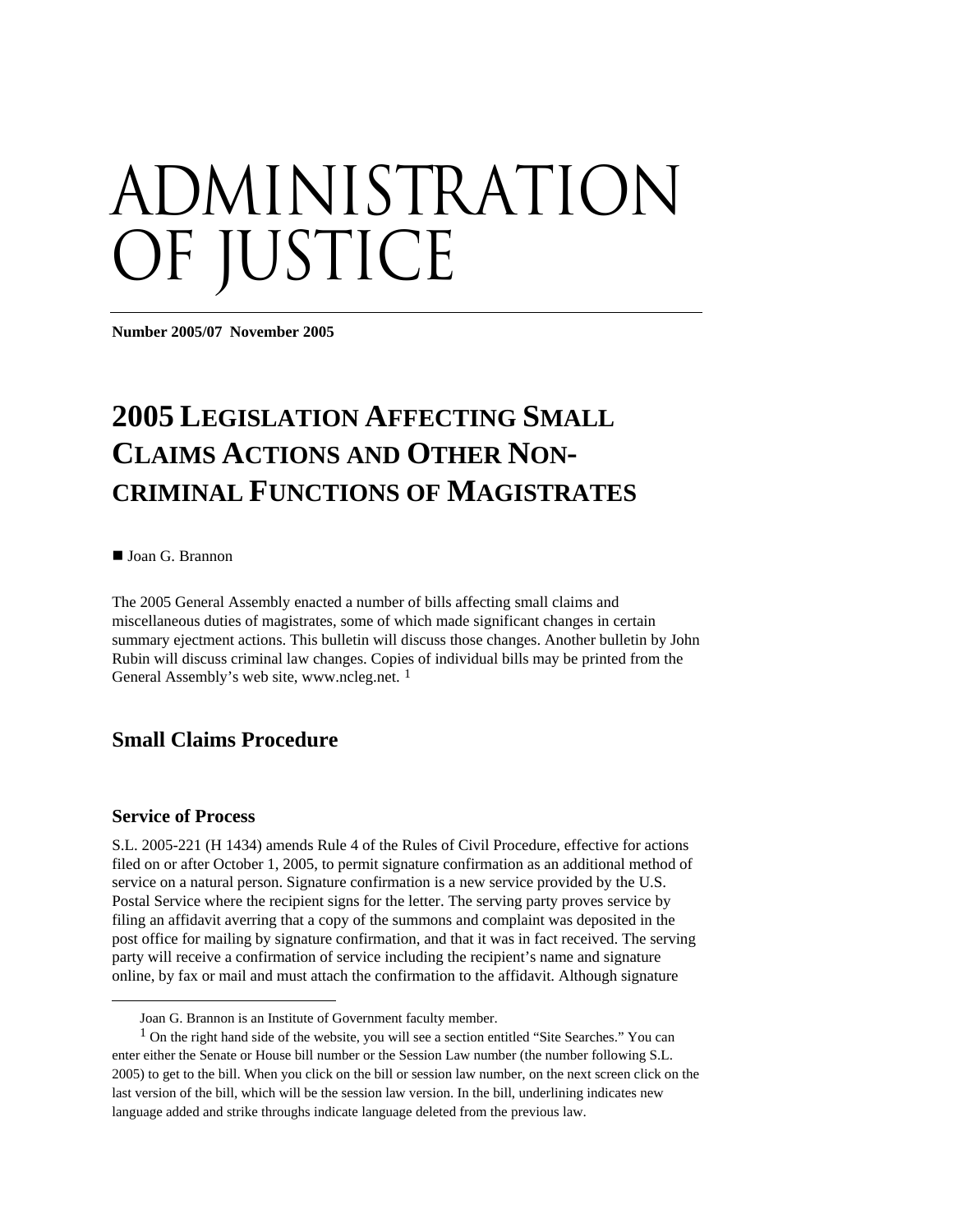# ADMINISTRATION OF JUSTICE

**Number 2005/07 November 2005**

# 2005 LEGISLATION AFFECTING SMALL CLAIMS ACTIONS AND OTHER NON-CRIMINAL FUNCTIONS OF MAGISTRATES

■ Joan G. Brannon

The 2005 General Assembly enacted a number of bills affecting small claims and miscellaneous duties of magistrates, some of which made significant changes in certain summary ejectment actions. This bulletin will discuss those changes. Another bulletin by John Rubin will discuss criminal law changes. Copies of individual bills may be printed from the General Assembly's web site, www.ncleg.net. [1]

## Small Claims Procedure

### Service of Process

S.L. 2005-221 (H 1434) amends Rule 4 of the Rules of Civil Procedure, effective for actions filed on or after October 1, 2005, to permit signature confirmation as an additional method of service on a natural person. Signature confirmation is a new service provided by the U.S. Postal Service where the recipient signs for the letter. The serving party proves service by filing an affidavit averring that a copy of the summons and complaint was deposited in the post office for mailing by signature confirmation, and that it was in fact received. The serving party will receive a confirmation of service including the recipient's name and signature online, by fax or mail and must attach the confirmation to the affidavit. Although signature

---

Joan G. Brannon is an Institute of Government faculty member.

[1] On the right hand side of the website, you will see a section entitled "Site Searches." You can enter either the Senate or House bill number or the Session Law number (the number following S.L. 2005) to get to the bill. When you click on the bill or session law number, on the next screen click on the last version of the bill, which will be the session law version. In the bill, underlining indicates new language added and strike throughs indicate language deleted from the previous law.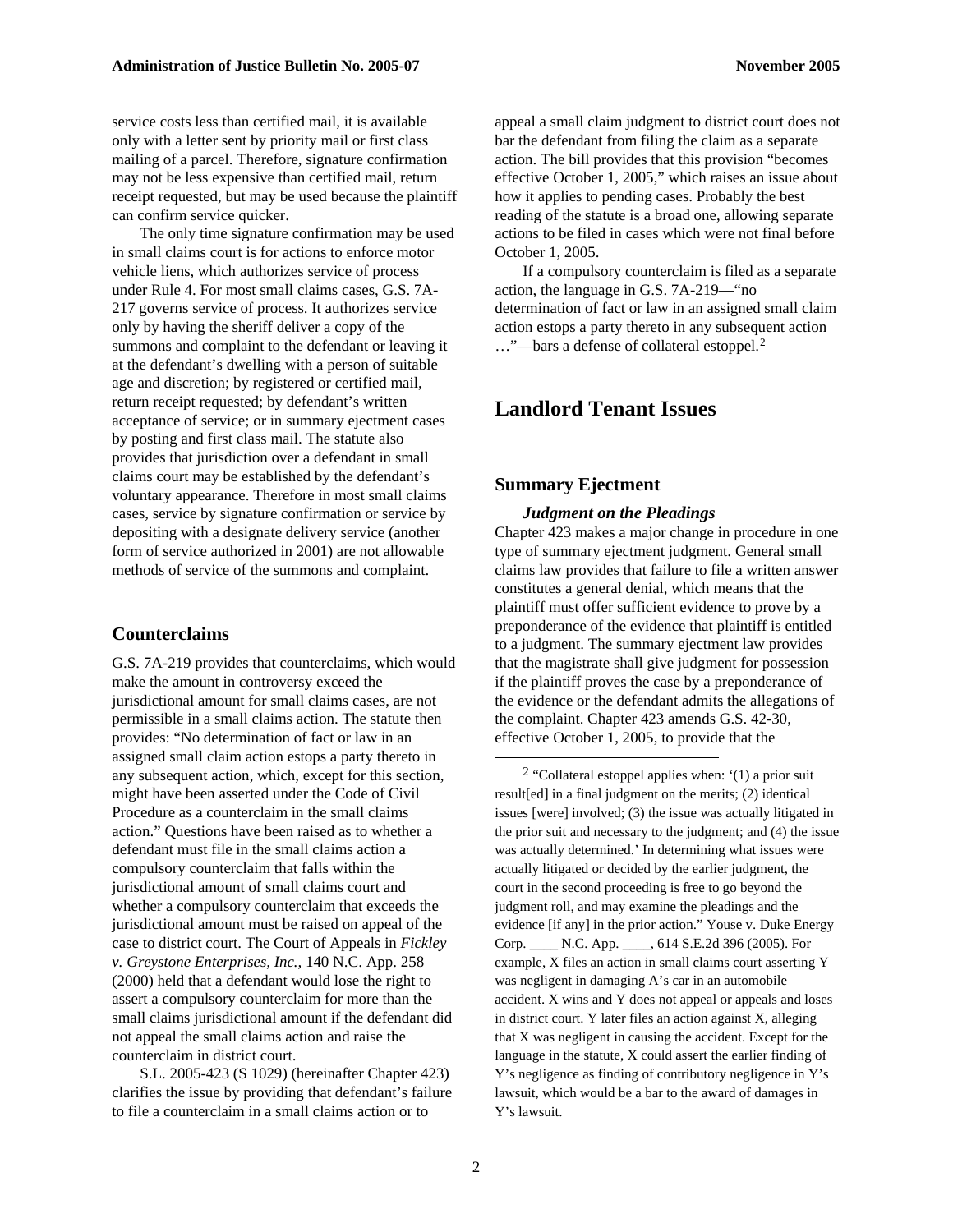service costs less than certified mail, it is available only with a letter sent by priority mail or first class mailing of a parcel. Therefore, signature confirmation may not be less expensive than certified mail, return receipt requested, but may be used because the plaintiff can confirm service quicker.

The only time signature confirmation may be used in small claims court is for actions to enforce motor vehicle liens, which authorizes service of process under Rule 4. For most small claims cases, G.S. 7A-217 governs service of process. It authorizes service only by having the sheriff deliver a copy of the summons and complaint to the defendant or leaving it at the defendant's dwelling with a person of suitable age and discretion; by registered or certified mail, return receipt requested; by defendant's written acceptance of service; or in summary ejectment cases by posting and first class mail. The statute also provides that jurisdiction over a defendant in small claims court may be established by the defendant's voluntary appearance. Therefore in most small claims cases, service by signature confirmation or service by depositing with a designate delivery service (another form of service authorized in 2001) are not allowable methods of service of the summons and complaint.

## Counterclaims

G.S. 7A-219 provides that counterclaims, which would make the amount in controversy exceed the jurisdictional amount for small claims cases, are not permissible in a small claims action. The statute then provides: "No determination of fact or law in an assigned small claim action estops a party thereto in any subsequent action, which, except for this section, might have been asserted under the Code of Civil Procedure as a counterclaim in the small claims action." Questions have been raised as to whether a defendant must file in the small claims action a compulsory counterclaim that falls within the jurisdictional amount of small claims court and whether a compulsory counterclaim that exceeds the jurisdictional amount must be raised on appeal of the case to district court. The Court of Appeals in *Fickley v. Greystone Enterprises, Inc.,* 140 N.C. App. 258 (2000) held that a defendant would lose the right to assert a compulsory counterclaim for more than the small claims jurisdictional amount if the defendant did not appeal the small claims action and raise the counterclaim in district court.

S.L. 2005-423 (S 1029) (hereinafter Chapter 423) clarifies the issue by providing that defendant's failure to file a counterclaim in a small claims action or to appeal a small claim judgment to district court does not bar the defendant from filing the claim as a separate action. The bill provides that this provision "becomes effective October 1, 2005," which raises an issue about how it applies to pending cases. Probably the best reading of the statute is a broad one, allowing separate actions to be filed in cases which were not final before October 1, 2005.

If a compulsory counterclaim is filed as a separate action, the language in G.S. 7A-219—"no determination of fact or law in an assigned small claim action estops a party thereto in any subsequent action …"—bars a defense of collateral estoppel.[2]

# Landlord Tenant Issues

## Summary Ejectment

### *Judgment on the Pleadings*

Chapter 423 makes a major change in procedure in one type of summary ejectment judgment. General small claims law provides that failure to file a written answer constitutes a general denial, which means that the plaintiff must offer sufficient evidence to prove by a preponderance of the evidence that plaintiff is entitled to a judgment. The summary ejectment law provides that the magistrate shall give judgment for possession if the plaintiff proves the case by a preponderance of the evidence or the defendant admits the allegations of the complaint. Chapter 423 amends G.S. 42-30, effective October 1, 2005, to provide that the

---

[2] "Collateral estoppel applies when: '(1) a prior suit result[ed] in a final judgment on the merits; (2) identical issues [were] involved; (3) the issue was actually litigated in the prior suit and necessary to the judgment; and (4) the issue was actually determined.' In determining what issues were actually litigated or decided by the earlier judgment, the court in the second proceeding is free to go beyond the judgment roll, and may examine the pleadings and the evidence [if any] in the prior action." Youse v. Duke Energy Corp. ____ N.C. App. ____, 614 S.E.2d 396 (2005). For example, X files an action in small claims court asserting Y was negligent in damaging A's car in an automobile accident. X wins and Y does not appeal or appeals and loses in district court. Y later files an action against X, alleging that X was negligent in causing the accident. Except for the language in the statute, X could assert the earlier finding of Y's negligence as finding of contributory negligence in Y's lawsuit, which would be a bar to the award of damages in Y's lawsuit.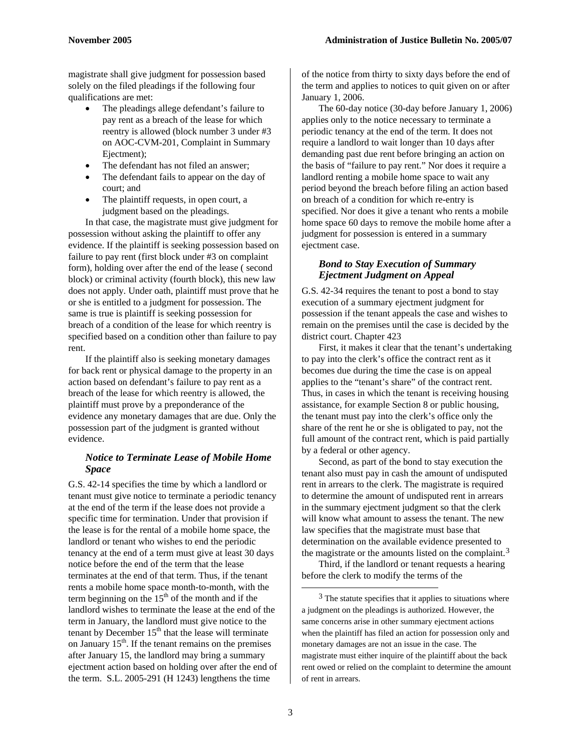magistrate shall give judgment for possession based solely on the filed pleadings if the following four qualifications are met:

- The pleadings allege defendant's failure to pay rent as a breach of the lease for which reentry is allowed (block number 3 under #3 on AOC-CVM-201, Complaint in Summary Ejectment);
- The defendant has not filed an answer;
- The defendant fails to appear on the day of court; and
- The plaintiff requests, in open court, a judgment based on the pleadings.

In that case, the magistrate must give judgment for possession without asking the plaintiff to offer any evidence. If the plaintiff is seeking possession based on failure to pay rent (first block under #3 on complaint form), holding over after the end of the lease ( second block) or criminal activity (fourth block), this new law does not apply. Under oath, plaintiff must prove that he or she is entitled to a judgment for possession. The same is true is plaintiff is seeking possession for breach of a condition of the lease for which reentry is specified based on a condition other than failure to pay rent.

If the plaintiff also is seeking monetary damages for back rent or physical damage to the property in an action based on defendant's failure to pay rent as a breach of the lease for which reentry is allowed, the plaintiff must prove by a preponderance of the evidence any monetary damages that are due. Only the possession part of the judgment is granted without evidence.

### *Notice to Terminate Lease of Mobile Home Space*

G.S. 42-14 specifies the time by which a landlord or tenant must give notice to terminate a periodic tenancy at the end of the term if the lease does not provide a specific time for termination. Under that provision if the lease is for the rental of a mobile home space, the landlord or tenant who wishes to end the periodic tenancy at the end of a term must give at least 30 days notice before the end of the term that the lease terminates at the end of that term. Thus, if the tenant rents a mobile home space month-to-month, with the term beginning on the 15th of the month and if the landlord wishes to terminate the lease at the end of the term in January, the landlord must give notice to the tenant by December 15th that the lease will terminate on January 15th. If the tenant remains on the premises after January 15, the landlord may bring a summary ejectment action based on holding over after the end of the term. S.L. 2005-291 (H 1243) lengthens the time of the notice from thirty to sixty days before the end of the term and applies to notices to quit given on or after January 1, 2006.

The 60-day notice (30-day before January 1, 2006) applies only to the notice necessary to terminate a periodic tenancy at the end of the term. It does not require a landlord to wait longer than 10 days after demanding past due rent before bringing an action on the basis of "failure to pay rent." Nor does it require a landlord renting a mobile home space to wait any period beyond the breach before filing an action based on breach of a condition for which re-entry is specified. Nor does it give a tenant who rents a mobile home space 60 days to remove the mobile home after a judgment for possession is entered in a summary ejectment case.

### *Bond to Stay Execution of Summary Ejectment Judgment on Appeal*

G.S. 42-34 requires the tenant to post a bond to stay execution of a summary ejectment judgment for possession if the tenant appeals the case and wishes to remain on the premises until the case is decided by the district court. Chapter 423

First, it makes it clear that the tenant's undertaking to pay into the clerk's office the contract rent as it becomes due during the time the case is on appeal applies to the "tenant's share" of the contract rent. Thus, in cases in which the tenant is receiving housing assistance, for example Section 8 or public housing, the tenant must pay into the clerk's office only the share of the rent he or she is obligated to pay, not the full amount of the contract rent, which is paid partially by a federal or other agency.

Second, as part of the bond to stay execution the tenant also must pay in cash the amount of undisputed rent in arrears to the clerk. The magistrate is required to determine the amount of undisputed rent in arrears in the summary ejectment judgment so that the clerk will know what amount to assess the tenant. The new law specifies that the magistrate must base that determination on the available evidence presented to the magistrate or the amounts listed on the complaint.[3]

Third, if the landlord or tenant requests a hearing before the clerk to modify the terms of the

[3] The statute specifies that it applies to situations where a judgment on the pleadings is authorized. However, the same concerns arise in other summary ejectment actions when the plaintiff has filed an action for possession only and monetary damages are not an issue in the case. The magistrate must either inquire of the plaintiff about the back rent owed or relied on the complaint to determine the amount of rent in arrears.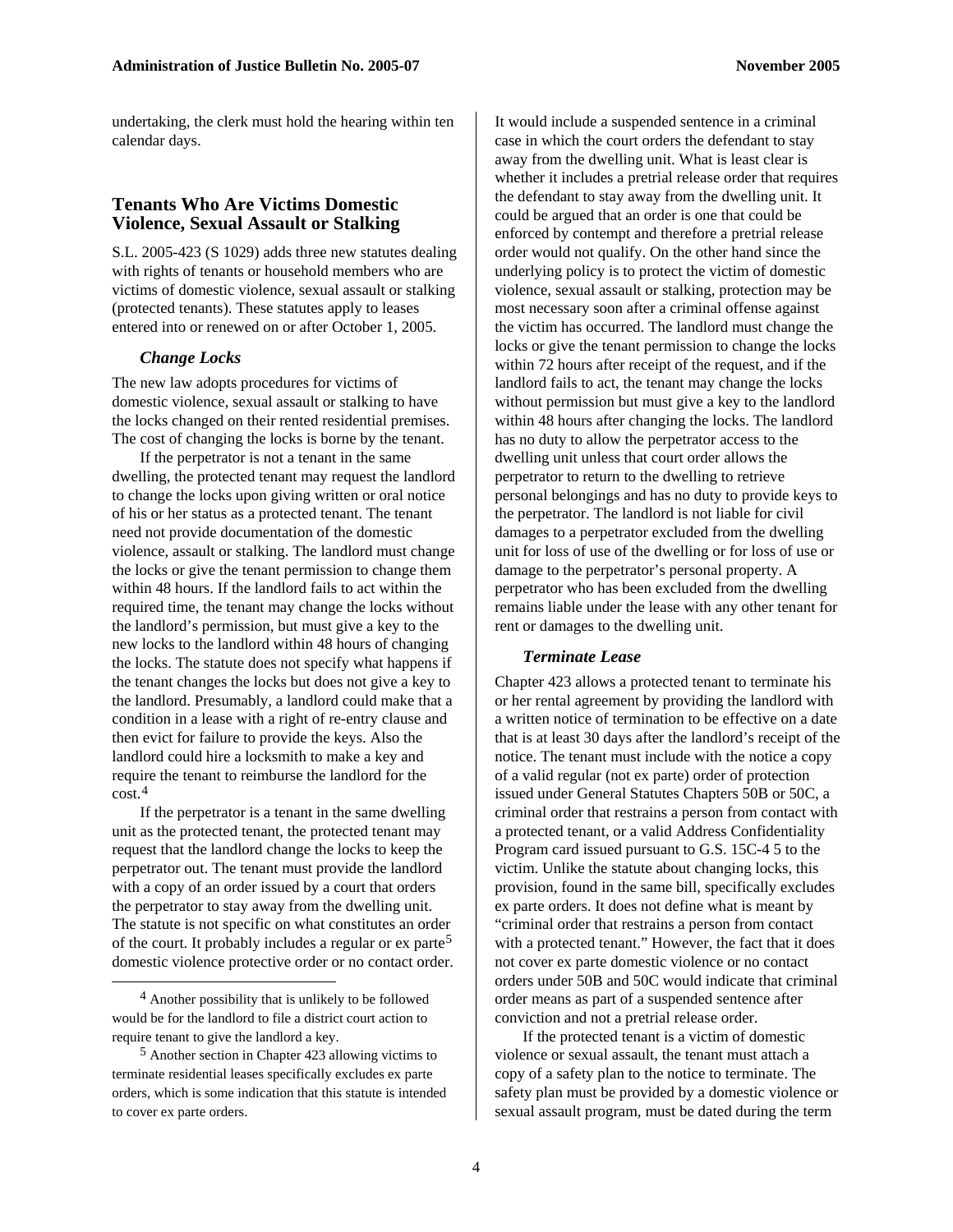undertaking, the clerk must hold the hearing within ten calendar days.

## Tenants Who Are Victims Domestic Violence, Sexual Assault or Stalking

S.L. 2005-423 (S 1029) adds three new statutes dealing with rights of tenants or household members who are victims of domestic violence, sexual assault or stalking (protected tenants). These statutes apply to leases entered into or renewed on or after October 1, 2005.

### *Change Locks*

The new law adopts procedures for victims of domestic violence, sexual assault or stalking to have the locks changed on their rented residential premises. The cost of changing the locks is borne by the tenant.

If the perpetrator is not a tenant in the same dwelling, the protected tenant may request the landlord to change the locks upon giving written or oral notice of his or her status as a protected tenant. The tenant need not provide documentation of the domestic violence, assault or stalking. The landlord must change the locks or give the tenant permission to change them within 48 hours. If the landlord fails to act within the required time, the tenant may change the locks without the landlord's permission, but must give a key to the new locks to the landlord within 48 hours of changing the locks. The statute does not specify what happens if the tenant changes the locks but does not give a key to the landlord. Presumably, a landlord could make that a condition in a lease with a right of re-entry clause and then evict for failure to provide the keys. Also the landlord could hire a locksmith to make a key and require the tenant to reimburse the landlord for the cost.[4]

If the perpetrator is a tenant in the same dwelling unit as the protected tenant, the protected tenant may request that the landlord change the locks to keep the perpetrator out. The tenant must provide the landlord with a copy of an order issued by a court that orders the perpetrator to stay away from the dwelling unit. The statute is not specific on what constitutes an order of the court. It probably includes a regular or ex parte[5] domestic violence protective order or no contact order. It would include a suspended sentence in a criminal case in which the court orders the defendant to stay away from the dwelling unit. What is least clear is whether it includes a pretrial release order that requires the defendant to stay away from the dwelling unit. It could be argued that an order is one that could be enforced by contempt and therefore a pretrial release order would not qualify. On the other hand since the underlying policy is to protect the victim of domestic violence, sexual assault or stalking, protection may be most necessary soon after a criminal offense against the victim has occurred. The landlord must change the locks or give the tenant permission to change the locks within 72 hours after receipt of the request, and if the landlord fails to act, the tenant may change the locks without permission but must give a key to the landlord within 48 hours after changing the locks. The landlord has no duty to allow the perpetrator access to the dwelling unit unless that court order allows the perpetrator to return to the dwelling to retrieve personal belongings and has no duty to provide keys to the perpetrator. The landlord is not liable for civil damages to a perpetrator excluded from the dwelling unit for loss of use of the dwelling or for loss of use or damage to the perpetrator's personal property. A perpetrator who has been excluded from the dwelling remains liable under the lease with any other tenant for rent or damages to the dwelling unit.

### *Terminate Lease*

Chapter 423 allows a protected tenant to terminate his or her rental agreement by providing the landlord with a written notice of termination to be effective on a date that is at least 30 days after the landlord's receipt of the notice. The tenant must include with the notice a copy of a valid regular (not ex parte) order of protection issued under General Statutes Chapters 50B or 50C, a criminal order that restrains a person from contact with a protected tenant, or a valid Address Confidentiality Program card issued pursuant to G.S. 15C-4 5 to the victim. Unlike the statute about changing locks, this provision, found in the same bill, specifically excludes ex parte orders. It does not define what is meant by "criminal order that restrains a person from contact with a protected tenant." However, the fact that it does not cover ex parte domestic violence or no contact orders under 50B and 50C would indicate that criminal order means as part of a suspended sentence after conviction and not a pretrial release order.

If the protected tenant is a victim of domestic violence or sexual assault, the tenant must attach a copy of a safety plan to the notice to terminate. The safety plan must be provided by a domestic violence or sexual assault program, must be dated during the term

---

[4] Another possibility that is unlikely to be followed would be for the landlord to file a district court action to require tenant to give the landlord a key.

[5] Another section in Chapter 423 allowing victims to terminate residential leases specifically excludes ex parte orders, which is some indication that this statute is intended to cover ex parte orders.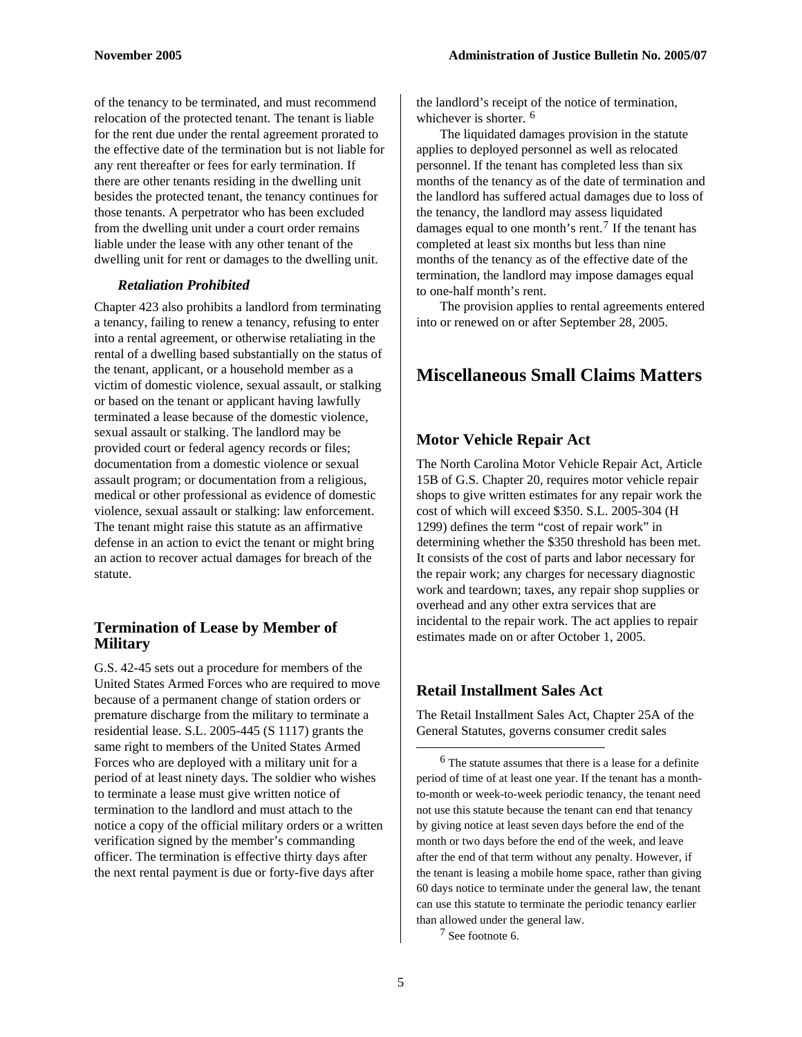of the tenancy to be terminated, and must recommend relocation of the protected tenant. The tenant is liable for the rent due under the rental agreement prorated to the effective date of the termination but is not liable for any rent thereafter or fees for early termination. If there are other tenants residing in the dwelling unit besides the protected tenant, the tenancy continues for those tenants. A perpetrator who has been excluded from the dwelling unit under a court order remains liable under the lease with any other tenant of the dwelling unit for rent or damages to the dwelling unit.

#### *Retaliation Prohibited*

Chapter 423 also prohibits a landlord from terminating a tenancy, failing to renew a tenancy, refusing to enter into a rental agreement, or otherwise retaliating in the rental of a dwelling based substantially on the status of the tenant, applicant, or a household member as a victim of domestic violence, sexual assault, or stalking or based on the tenant or applicant having lawfully terminated a lease because of the domestic violence, sexual assault or stalking. The landlord may be provided court or federal agency records or files; documentation from a domestic violence or sexual assault program; or documentation from a religious, medical or other professional as evidence of domestic violence, sexual assault or stalking: law enforcement. The tenant might raise this statute as an affirmative defense in an action to evict the tenant or might bring an action to recover actual damages for breach of the statute.

### Termination of Lease by Member of Military

G.S. 42-45 sets out a procedure for members of the United States Armed Forces who are required to move because of a permanent change of station orders or premature discharge from the military to terminate a residential lease. S.L. 2005-445 (S 1117) grants the same right to members of the United States Armed Forces who are deployed with a military unit for a period of at least ninety days. The soldier who wishes to terminate a lease must give written notice of termination to the landlord and must attach to the notice a copy of the official military orders or a written verification signed by the member's commanding officer. The termination is effective thirty days after the next rental payment is due or forty-five days after the landlord's receipt of the notice of termination, whichever is shorter. [6]

The liquidated damages provision in the statute applies to deployed personnel as well as relocated personnel. If the tenant has completed less than six months of the tenancy as of the date of termination and the landlord has suffered actual damages due to loss of the tenancy, the landlord may assess liquidated damages equal to one month's rent.[7] If the tenant has completed at least six months but less than nine months of the tenancy as of the effective date of the termination, the landlord may impose damages equal to one-half month's rent.

The provision applies to rental agreements entered into or renewed on or after September 28, 2005.

## Miscellaneous Small Claims Matters

### Motor Vehicle Repair Act

The North Carolina Motor Vehicle Repair Act, Article 15B of G.S. Chapter 20, requires motor vehicle repair shops to give written estimates for any repair work the cost of which will exceed $350. S.L. 2005-304 (H 1299) defines the term "cost of repair work" in determining whether the $350 threshold has been met. It consists of the cost of parts and labor necessary for the repair work; any charges for necessary diagnostic work and teardown; taxes, any repair shop supplies or overhead and any other extra services that are incidental to the repair work. The act applies to repair estimates made on or after October 1, 2005.

### Retail Installment Sales Act

The Retail Installment Sales Act, Chapter 25A of the General Statutes, governs consumer credit sales

[6] The statute assumes that there is a lease for a definite period of time of at least one year. If the tenant has a month-to-month or week-to-week periodic tenancy, the tenant need not use this statute because the tenant can end that tenancy by giving notice at least seven days before the end of the month or two days before the end of the week, and leave after the end of that term without any penalty. However, if the tenant is leasing a mobile home space, rather than giving 60 days notice to terminate under the general law, the tenant can use this statute to terminate the periodic tenancy earlier than allowed under the general law.

[7] See footnote 6.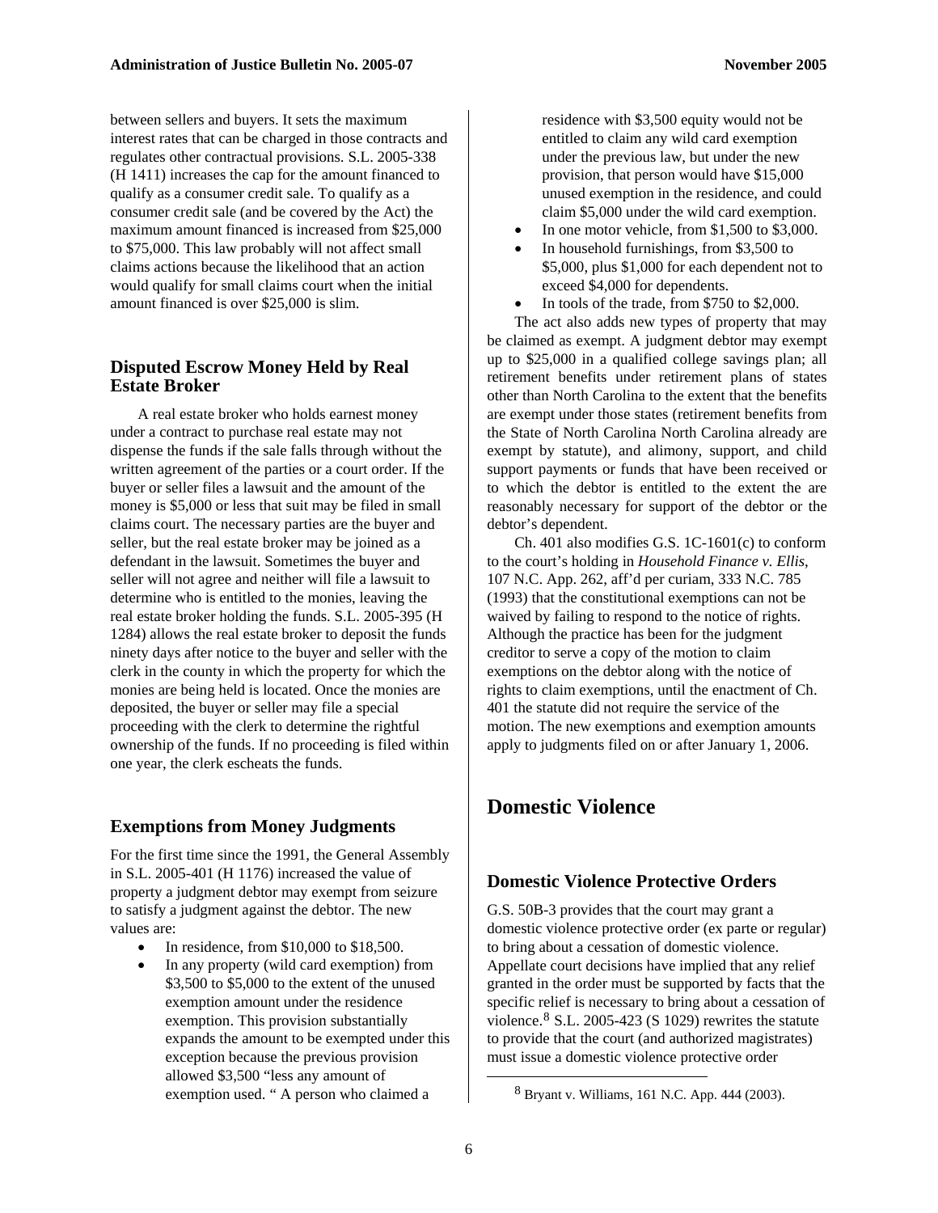between sellers and buyers. It sets the maximum interest rates that can be charged in those contracts and regulates other contractual provisions. S.L. 2005-338 (H 1411) increases the cap for the amount financed to qualify as a consumer credit sale. To qualify as a consumer credit sale (and be covered by the Act) the maximum amount financed is increased from $25,000 to $75,000. This law probably will not affect small claims actions because the likelihood that an action would qualify for small claims court when the initial amount financed is over $25,000 is slim.

### Disputed Escrow Money Held by Real Estate Broker

A real estate broker who holds earnest money under a contract to purchase real estate may not dispense the funds if the sale falls through without the written agreement of the parties or a court order. If the buyer or seller files a lawsuit and the amount of the money is $5,000 or less that suit may be filed in small claims court. The necessary parties are the buyer and seller, but the real estate broker may be joined as a defendant in the lawsuit. Sometimes the buyer and seller will not agree and neither will file a lawsuit to determine who is entitled to the monies, leaving the real estate broker holding the funds. S.L. 2005-395 (H 1284) allows the real estate broker to deposit the funds ninety days after notice to the buyer and seller with the clerk in the county in which the property for which the monies are being held is located. Once the monies are deposited, the buyer or seller may file a special proceeding with the clerk to determine the rightful ownership of the funds. If no proceeding is filed within one year, the clerk escheats the funds.

### Exemptions from Money Judgments

For the first time since the 1991, the General Assembly in S.L. 2005-401 (H 1176) increased the value of property a judgment debtor may exempt from seizure to satisfy a judgment against the debtor. The new values are:

- In residence, from $10,000 to $18,500.
- In any property (wild card exemption) from $3,500 to $5,000 to the extent of the unused exemption amount under the residence exemption. This provision substantially expands the amount to be exempted under this exception because the previous provision allowed $3,500 "less any amount of exemption used. " A person who claimed a residence with $3,500 equity would not be entitled to claim any wild card exemption under the previous law, but under the new provision, that person would have $15,000 unused exemption in the residence, and could claim $5,000 under the wild card exemption.
- In one motor vehicle, from $1,500 to $3,000.
- In household furnishings, from $3,500 to $5,000, plus $1,000 for each dependent not to exceed $4,000 for dependents.
- In tools of the trade, from $750 to $2,000.

The act also adds new types of property that may be claimed as exempt. A judgment debtor may exempt up to $25,000 in a qualified college savings plan; all retirement benefits under retirement plans of states other than North Carolina to the extent that the benefits are exempt under those states (retirement benefits from the State of North Carolina North Carolina already are exempt by statute), and alimony, support, and child support payments or funds that have been received or to which the debtor is entitled to the extent the are reasonably necessary for support of the debtor or the debtor's dependent.

Ch. 401 also modifies G.S. 1C-1601(c) to conform to the court's holding in *Household Finance v. Ellis*, 107 N.C. App. 262, aff'd per curiam, 333 N.C. 785 (1993) that the constitutional exemptions can not be waived by failing to respond to the notice of rights. Although the practice has been for the judgment creditor to serve a copy of the motion to claim exemptions on the debtor along with the notice of rights to claim exemptions, until the enactment of Ch. 401 the statute did not require the service of the motion. The new exemptions and exemption amounts apply to judgments filed on or after January 1, 2006.

## Domestic Violence

### Domestic Violence Protective Orders

G.S. 50B-3 provides that the court may grant a domestic violence protective order (ex parte or regular) to bring about a cessation of domestic violence. Appellate court decisions have implied that any relief granted in the order must be supported by facts that the specific relief is necessary to bring about a cessation of violence.[8] S.L. 2005-423 (S 1029) rewrites the statute to provide that the court (and authorized magistrates) must issue a domestic violence protective order

[8] Bryant v. Williams, 161 N.C. App. 444 (2003).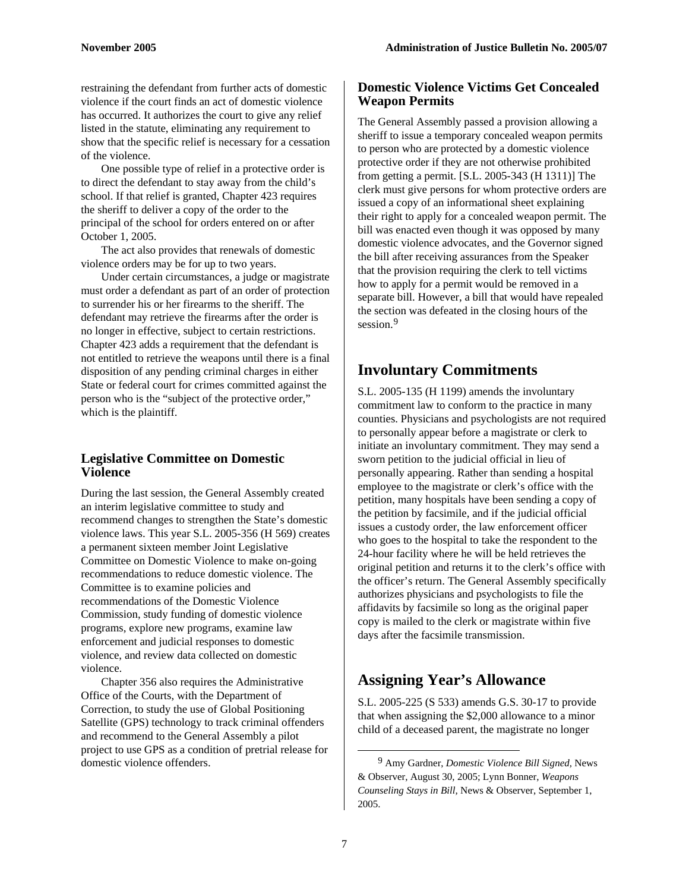restraining the defendant from further acts of domestic violence if the court finds an act of domestic violence has occurred. It authorizes the court to give any relief listed in the statute, eliminating any requirement to show that the specific relief is necessary for a cessation of the violence.

One possible type of relief in a protective order is to direct the defendant to stay away from the child's school. If that relief is granted, Chapter 423 requires the sheriff to deliver a copy of the order to the principal of the school for orders entered on or after October 1, 2005.

The act also provides that renewals of domestic violence orders may be for up to two years.

Under certain circumstances, a judge or magistrate must order a defendant as part of an order of protection to surrender his or her firearms to the sheriff. The defendant may retrieve the firearms after the order is no longer in effective, subject to certain restrictions. Chapter 423 adds a requirement that the defendant is not entitled to retrieve the weapons until there is a final disposition of any pending criminal charges in either State or federal court for crimes committed against the person who is the "subject of the protective order," which is the plaintiff.

### Legislative Committee on Domestic Violence

During the last session, the General Assembly created an interim legislative committee to study and recommend changes to strengthen the State's domestic violence laws. This year S.L. 2005-356 (H 569) creates a permanent sixteen member Joint Legislative Committee on Domestic Violence to make on-going recommendations to reduce domestic violence. The Committee is to examine policies and recommendations of the Domestic Violence Commission, study funding of domestic violence programs, explore new programs, examine law enforcement and judicial responses to domestic violence, and review data collected on domestic violence.

Chapter 356 also requires the Administrative Office of the Courts, with the Department of Correction, to study the use of Global Positioning Satellite (GPS) technology to track criminal offenders and recommend to the General Assembly a pilot project to use GPS as a condition of pretrial release for domestic violence offenders.

### Domestic Violence Victims Get Concealed Weapon Permits

The General Assembly passed a provision allowing a sheriff to issue a temporary concealed weapon permits to person who are protected by a domestic violence protective order if they are not otherwise prohibited from getting a permit. [S.L. 2005-343 (H 1311)] The clerk must give persons for whom protective orders are issued a copy of an informational sheet explaining their right to apply for a concealed weapon permit. The bill was enacted even though it was opposed by many domestic violence advocates, and the Governor signed the bill after receiving assurances from the Speaker that the provision requiring the clerk to tell victims how to apply for a permit would be removed in a separate bill. However, a bill that would have repealed the section was defeated in the closing hours of the session.[9]

## Involuntary Commitments

S.L. 2005-135 (H 1199) amends the involuntary commitment law to conform to the practice in many counties. Physicians and psychologists are not required to personally appear before a magistrate or clerk to initiate an involuntary commitment. They may send a sworn petition to the judicial official in lieu of personally appearing. Rather than sending a hospital employee to the magistrate or clerk's office with the petition, many hospitals have been sending a copy of the petition by facsimile, and if the judicial official issues a custody order, the law enforcement officer who goes to the hospital to take the respondent to the 24-hour facility where he will be held retrieves the original petition and returns it to the clerk's office with the officer's return. The General Assembly specifically authorizes physicians and psychologists to file the affidavits by facsimile so long as the original paper copy is mailed to the clerk or magistrate within five days after the facsimile transmission.

## Assigning Year's Allowance

S.L. 2005-225 (S 533) amends G.S. 30-17 to provide that when assigning the $2,000 allowance to a minor child of a deceased parent, the magistrate no longer

---

[9] Amy Gardner, *Domestic Violence Bill Signed,* News & Observer, August 30, 2005; Lynn Bonner, *Weapons Counseling Stays in Bill,* News & Observer, September 1, 2005.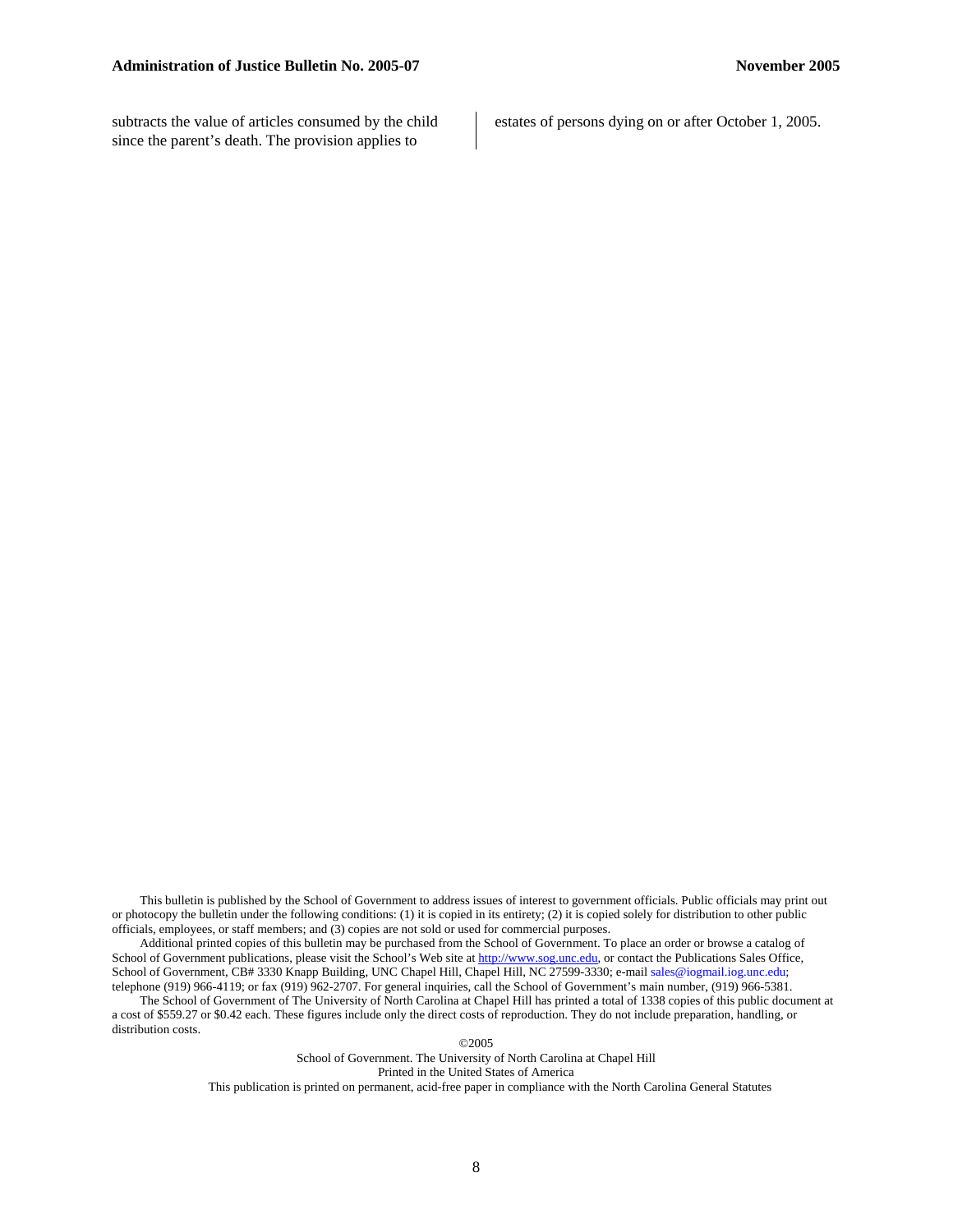subtracts the value of articles consumed by the child since the parent's death. The provision applies to estates of persons dying on or after October 1, 2005.

This bulletin is published by the School of Government to address issues of interest to government officials. Public officials may print out or photocopy the bulletin under the following conditions: (1) it is copied in its entirety; (2) it is copied solely for distribution to other public officials, employees, or staff members; and (3) copies are not sold or used for commercial purposes.

Additional printed copies of this bulletin may be purchased from the School of Government. To place an order or browse a catalog of School of Government publications, please visit the School's Web site at http://www.sog.unc.edu, or contact the Publications Sales Office, School of Government, CB# 3330 Knapp Building, UNC Chapel Hill, Chapel Hill, NC 27599-3330; e-mail sales@iogmail.iog.unc.edu; telephone (919) 966-4119; or fax (919) 962-2707. For general inquiries, call the School of Government's main number, (919) 966-5381.

The School of Government of The University of North Carolina at Chapel Hill has printed a total of 1338 copies of this public document at a cost of $559.27 or $0.42 each. These figures include only the direct costs of reproduction. They do not include preparation, handling, or distribution costs.

©2005

School of Government. The University of North Carolina at Chapel Hill

Printed in the United States of America

This publication is printed on permanent, acid-free paper in compliance with the North Carolina General Statutes